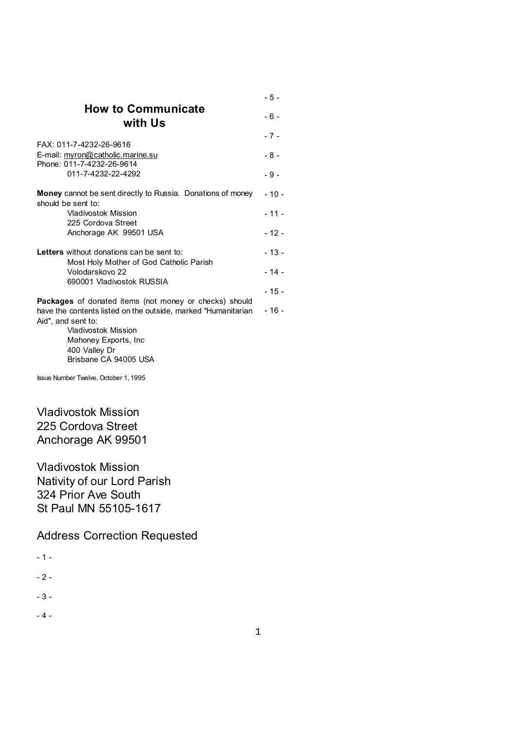## How to Communicate with Us

FAX: 011-7-4232-26-9616
E-mail: myron@catholic.marine.su
Phone: 011-7-4232-26-9614
011-7-4232-22-4292

**Money** cannot be sent directly to Russia. Donations of money should be sent to:

Vladivostok Mission
225 Cordova Street
Anchorage AK 99501 USA

**Letters** without donations can be sent to:

Most Holy Mother of God Catholic Parish
Volodarskovo 22
690001 Vladivostok RUSSIA

**Packages** of donated items (not money or checks) should have the contents listed on the outside, marked "Humanitarian Aid", and sent to:

Vladivostok Mission
Mahoney Exports, Inc
400 Valley Dr
Brisbane CA 94005 USA

Issue Number Twelve, October 1, 1995

Vladivostok Mission
225 Cordova Street
Anchorage AK 99501

Vladivostok Mission
Nativity of our Lord Parish
324 Prior Ave South
St Paul MN 55105-1617

Address Correction Requested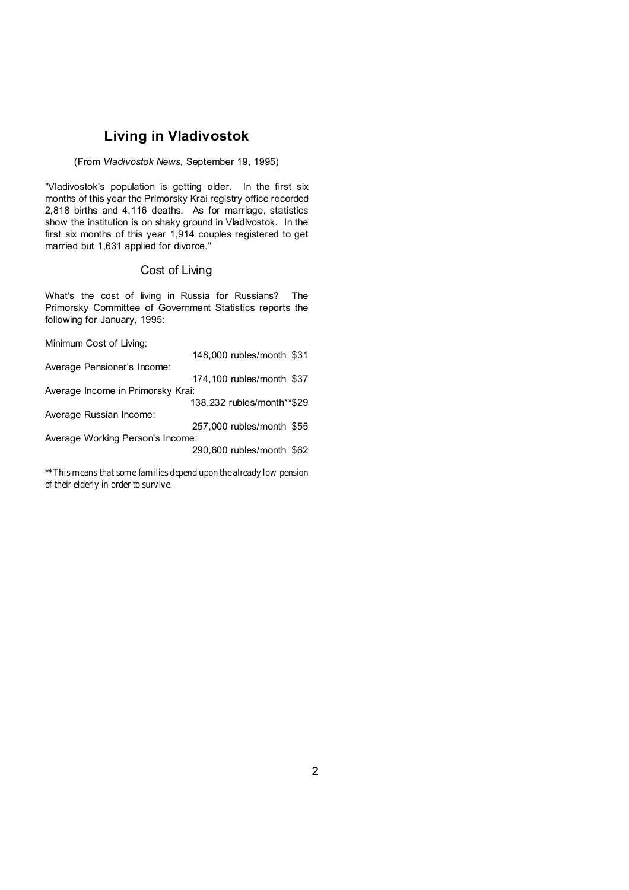# Living in Vladivostok

(From *Vladivostok News*, September 19, 1995)

"Vladivostok's population is getting older. In the first six months of this year the Primorsky Krai registry office recorded 2,818 births and 4,116 deaths. As for marriage, statistics show the institution is on shaky ground in Vladivostok. In the first six months of this year 1,914 couples registered to get married but 1,631 applied for divorce."

## Cost of Living

What's the cost of living in Russia for Russians? The Primorsky Committee of Government Statistics reports the following for January, 1995:

| Item | Rubles | USD |
|---|---|---|
| Minimum Cost of Living: | 148,000 rubles/month | $31 |
| Average Pensioner's Income: | 174,100 rubles/month | $37 |
| Average Income in Primorsky Krai: | 138,232 rubles/month** | $29 |
| Average Russian Income: | 257,000 rubles/month | $55 |
| Average Working Person's Income: | 290,600 rubles/month | $62 |

**This means that some families depend upon the already low pension of their elderly in order to survive.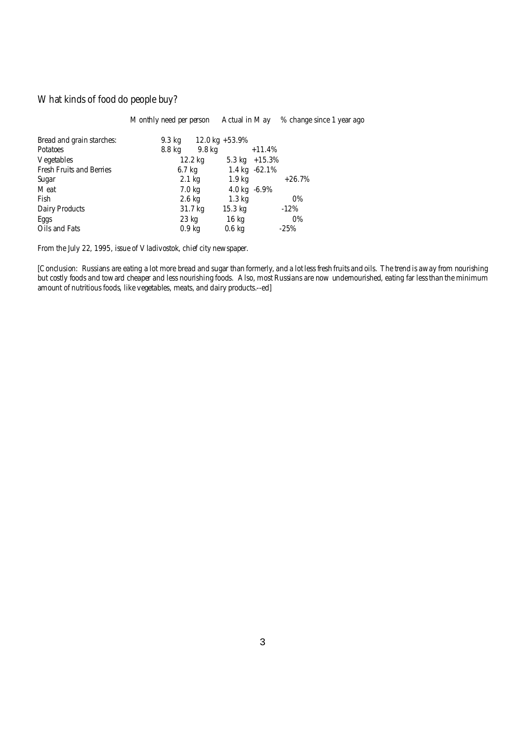## What kinds of food do people buy?

| | Monthly need per person | Actual in May | % change since 1 year ago |
|---|---|---|---|
| Bread and grain starches: | 9.3 kg | 12.0 kg | +53.9% |
| Potatoes | 8.8 kg | 9.8 kg | +11.4% |
| Vegetables | 12.2 kg | 5.3 kg | +15.3% |
| Fresh Fruits and Berries | 6.7 kg | 1.4 kg | -62.1% |
| Sugar | 2.1 kg | 1.9 kg | +26.7% |
| Meat | 7.0 kg | 4.0 kg | -6.9% |
| Fish | 2.6 kg | 1.3 kg | 0% |
| Dairy Products | 31.7 kg | 15.3 kg | -12% |
| Eggs | 23 kg | 16 kg | 0% |
| Oils and Fats | 0.9 kg | 0.6 kg | -25% |

From the July 22, 1995, issue of Vladivostok, chief city newspaper.

[Conclusion: Russians are eating a lot more bread and sugar than formerly, and a lot less fresh fruits and oils. The trend is away from nourishing but costly foods and toward cheaper and less nourishing foods. Also, most Russians are now undernourished, eating far less than the minimum amount of nutritious foods, like vegetables, meats, and dairy products.--ed]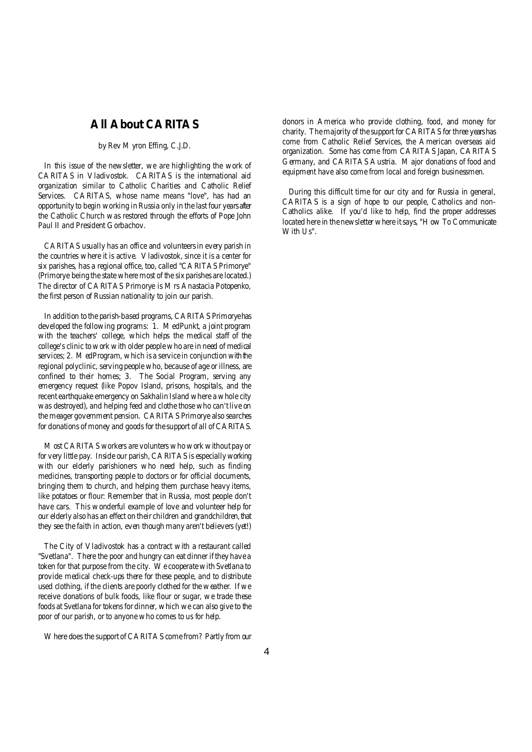## All About CARITAS

by Rev Myron Effing, C.J.D.

In this issue of the newsletter, we are highlighting the work of CARITAS in Vladivostok. CARITAS is the international aid organization similar to Catholic Charities and Catholic Relief Services. CARITAS, whose name means "love", has had an opportunity to begin working in Russia only in the last four years after the Catholic Church was restored through the efforts of Pope John Paul II and President Gorbachov.

CARITAS usually has an office and volunteers in every parish in the countries where it is active. Vladivostok, since it is a center for six parishes, has a regional office, too, called "CARITAS Primorye" (Primorye being the state where most of the six parishes are located.) The director of CARITAS Primorye is Mrs Anastacia Potopenko, the first person of Russian nationality to join our parish.

In addition to the parish-based programs, CARITAS Primorye has developed the following programs: 1. MedPunkt, a joint program with the teachers' college, which helps the medical staff of the college's clinic to work with older people who are in need of medical services; 2. MedProgram, which is a service in conjunction with the regional polyclinic, serving people who, because of age or illness, are confined to their homes; 3. The Social Program, serving any emergency request (like Popov Island, prisons, hospitals, and the recent earthquake emergency on Sakhalin Island where a whole city was destroyed), and helping feed and clothe those who can't live on the meager government pension. CARITAS Primorye also searches for donations of money and goods for the support of all of CARITAS.

Most CARITAS workers are volunteers who work without pay or for very little pay. Inside our parish, CARITAS is especially working with our elderly parishioners who need help, such as finding medicines, transporting people to doctors or for official documents, bringing them to church, and helping them purchase heavy items, like potatoes or flour: Remember that in Russia, most people don't have cars. This wonderful example of love and volunteer help for our elderly also has an effect on their children and grandchildren, that they see the faith in action, even though many aren't believers (yet!)

The City of Vladivostok has a contract with a restaurant called "Svetlana". There the poor and hungry can eat dinner if they have a token for that purpose from the city. We cooperate with Svetlana to provide medical check-ups there for these people, and to distribute used clothing, if the clients are poorly clothed for the weather. If we receive donations of bulk foods, like flour or sugar, we trade these foods at Svetlana for tokens for dinner, which we can also give to the poor of our parish, or to anyone who comes to us for help.

Where does the support of CARITAS come from? Partly from our donors in America who provide clothing, food, and money for charity. The majority of the support for CARITAS for three years has come from Catholic Relief Services, the American overseas aid organization. Some has come from CARITAS Japan, CARITAS Germany, and CARITAS Austria. Major donations of food and equipment have also come from local and foreign businessmen.

During this difficult time for our city and for Russia in general, CARITAS is a sign of hope to our people, Catholics and non-Catholics alike. If you'd like to help, find the proper addresses located here in the newsletter where it says, "How To Communicate With Us".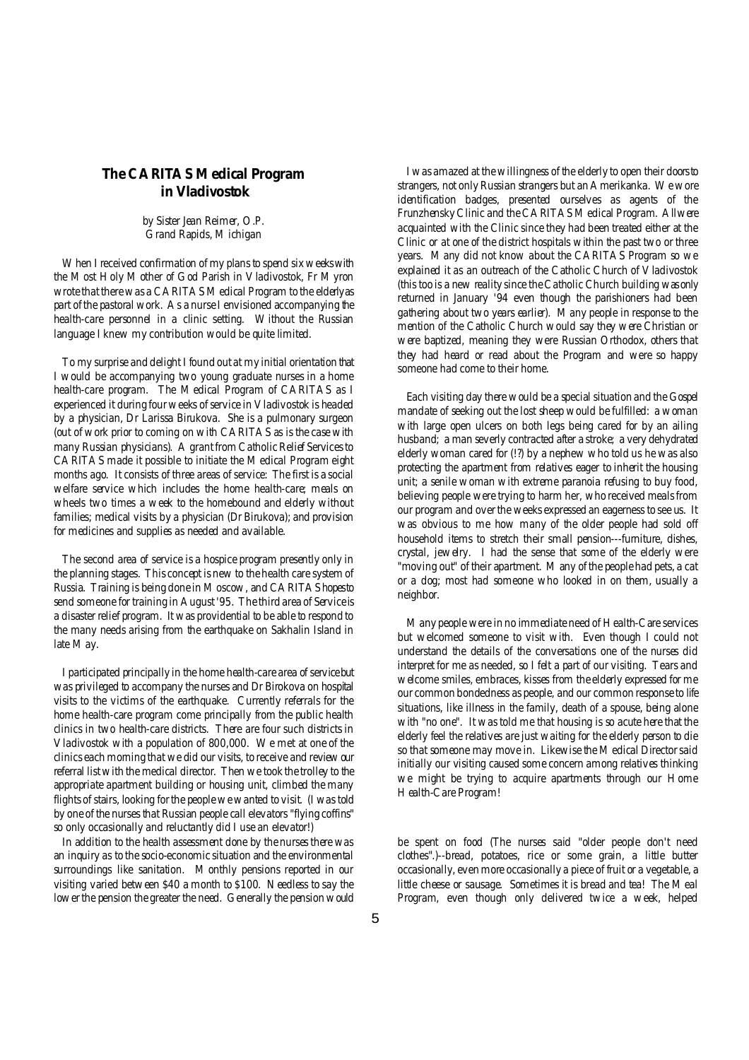## The CARITAS Medical Program in Vladivostok

*by Sister Jean Reimer, O.P.*
*Grand Rapids, Michigan*

When I received confirmation of my plans to spend six weeks with the Most Holy Mother of God Parish in Vladivostok, Fr Myron wrote that there was a CARITAS Medical Program to the elderly as part of the pastoral work. As a nurse I envisioned accompanying the health-care personnel in a clinic setting. Without the Russian language I knew my contribution would be quite limited.

To my surprise and delight I found out at my initial orientation that I would be accompanying two young graduate nurses in a home health-care program. The Medical Program of CARITAS as I experienced it during four weeks of service in Vladivostok is headed by a physician, Dr Larissa Birukova. She is a pulmonary surgeon (out of work prior to coming on with CARITAS as is the case with many Russian physicians). A grant from Catholic Relief Services to CARITAS made it possible to initiate the Medical Program eight months ago. It consists of three areas of service: The first is a social welfare service which includes the home health-care; meals on wheels two times a week to the homebound and elderly without families; medical visits by a physician (Dr Birukova); and provision for medicines and supplies as needed and available.

The second area of service is a hospice program presently only in the planning stages. This concept is new to the health care system of Russia. Training is being done in Moscow, and CARITAS hopes to send someone for training in August '95. The third area of Service is a disaster relief program. It was providential to be able to respond to the many needs arising from the earthquake on Sakhalin Island in late May.

I participated principally in the home health-care area of service but was privileged to accompany the nurses and Dr Birokova on hospital visits to the victims of the earthquake. Currently referrals for the home health-care program come principally from the public health clinics in two health-care districts. There are four such districts in Vladivostok with a population of 800,000. We met at one of the clinics each morning that we did our visits, to receive and review our referral list with the medical director. Then we took the trolley to the appropriate apartment building or housing unit, climbed the many flights of stairs, looking for the people we wanted to visit. (I was told by one of the nurses that Russian people call elevators "flying coffins" so only occasionally and reluctantly did I use an elevator!)

In addition to the health assessment done by the nurses there was an inquiry as to the socio-economic situation and the environmental surroundings like sanitation. Monthly pensions reported in our visiting varied between $40 a month to $100. Needless to say the lower the pension the greater the need. Generally the pension would

I was amazed at the willingness of the elderly to open their doors to strangers, not only Russian strangers but an Amerikanka. We wore identification badges, presented ourselves as agents of the Frunzhensky Clinic and the CARITAS Medical Program. All were acquainted with the Clinic since they had been treated either at the Clinic or at one of the district hospitals within the past two or three years. Many did not know about the CARITAS Program so we explained it as an outreach of the Catholic Church of Vladivostok (this too is a new reality since the Catholic Church building was only returned in January '94 even though the parishioners had been gathering about two years earlier). Many people in response to the mention of the Catholic Church would say they were Christian or were baptized, meaning they were Russian Orthodox, others that they had heard or read about the Program and were so happy someone had come to their home.

Each visiting day there would be a special situation and the Gospel mandate of seeking out the lost sheep would be fulfilled: a woman with large open ulcers on both legs being cared for by an ailing husband; a man severly contracted after a stroke; a very dehydrated elderly woman cared for (!?) by a nephew who told us he was also protecting the apartment from relatives eager to inherit the housing unit; a senile woman with extreme paranoia refusing to buy food, believing people were trying to harm her, who received meals from our program and over the weeks expressed an eagerness to see us. It was obvious to me how many of the older people had sold off household items to stretch their small pension---furniture, dishes, crystal, jewelry. I had the sense that some of the elderly were "moving out" of their apartment. Many of the people had pets, a cat or a dog; most had someone who looked in on them, usually a neighbor.

Many people were in no immediate need of Health-Care services but welcomed someone to visit with. Even though I could not understand the details of the conversations one of the nurses did interpret for me as needed, so I felt a part of our visiting. Tears and welcome smiles, embraces, kisses from the elderly expressed for me our common bondedness as people, and our common response to life situations, like illness in the family, death of a spouse, being alone with "no one". It was told me that housing is so acute here that the elderly feel the relatives are just waiting for the elderly person to die so that someone may move in. Likewise the Medical Director said initially our visiting caused some concern among relatives thinking we might be trying to acquire apartments through our Home Health-Care Program!

be spent on food (The nurses said "older people don't need clothes".)--bread, potatoes, rice or some grain, a little butter occasionally, even more occasionally a piece of fruit or a vegetable, a little cheese or sausage. Sometimes it is bread and tea! The Meal Program, even though only delivered twice a week, helped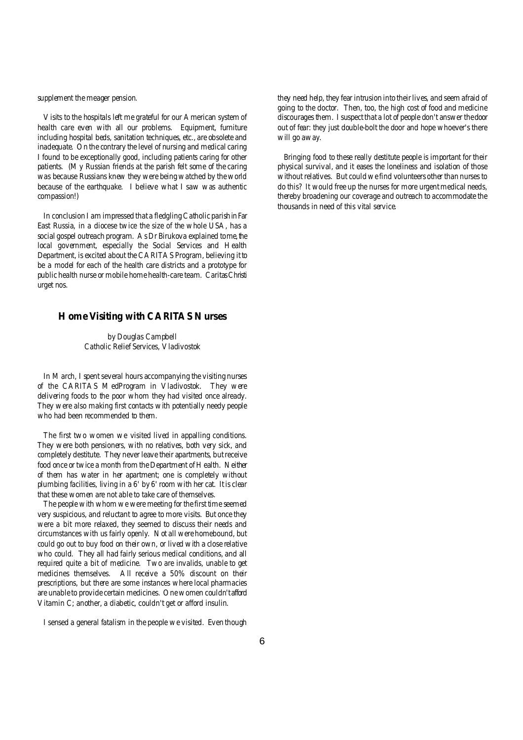supplement the meager pension.

Visits to the hospitals left me grateful for our American system of health care even with all our problems. Equipment, furniture including hospital beds, sanitation techniques, etc., are obsolete and inadequate. On the contrary the level of nursing and medical caring I found to be exceptionally good, including patients caring for other patients. (My Russian friends at the parish felt some of the caring was because Russians knew they were being watched by the world because of the earthquake. I believe what I saw was authentic compassion!)

In conclusion I am impressed that a fledgling Catholic parish in Far East Russia, in a diocese twice the size of the whole USA, has a social gospel outreach program. As Dr Birukova explained to me, the local government, especially the Social Services and Health Department, is excited about the CARITAS Program, believing it to be a model for each of the health care districts and a prototype for public health nurse or mobile home health-care team. *Caritas Christi urget nos.*

## Home Visiting with CARITAS Nurses

by Douglas Campbell
Catholic Relief Services, Vladivostok

In March, I spent several hours accompanying the visiting nurses of the CARITAS MedProgram in Vladivostok. They were delivering foods to the poor whom they had visited once already. They were also making first contacts with potentially needy people who had been recommended to them.

The first two women we visited lived in appalling conditions. They were both pensioners, with no relatives, both very sick, and completely destitute. They never leave their apartments, but receive food once or twice a month from the Department of Health. Neither of them has water in her apartment; one is completely without plumbing facilities, living in a 6' by 6' room with her cat. It is clear that these women are not able to take care of themselves.

The people with whom we were meeting for the first time seemed very suspicious, and reluctant to agree to more visits. But once they were a bit more relaxed, they seemed to discuss their needs and circumstances with us fairly openly. Not all were homebound, but could go out to buy food on their own, or lived with a close relative who could. They all had fairly serious medical conditions, and all required quite a bit of medicine. Two are invalids, unable to get medicines themselves. All receive a 50% discount on their prescriptions, but there are some instances where local pharmacies are unable to provide certain medicines. One women couldn't afford Vitamin C; another, a diabetic, couldn't get or afford insulin.

I sensed a general fatalism in the people we visited. Even though they need help, they fear intrusion into their lives, and seem afraid of going to the doctor. Then, too, the high cost of food and medicine discourages them. I suspect that a lot of people don't answer the door out of fear: they just double-bolt the door and hope whoever's there will go away.

Bringing food to these really destitute people is important for their physical survival, and it eases the loneliness and isolation of those without relatives. But could we find volunteers other than nurses to do this? It would free up the nurses for more urgent medical needs, thereby broadening our coverage and outreach to accommodate the thousands in need of this vital service.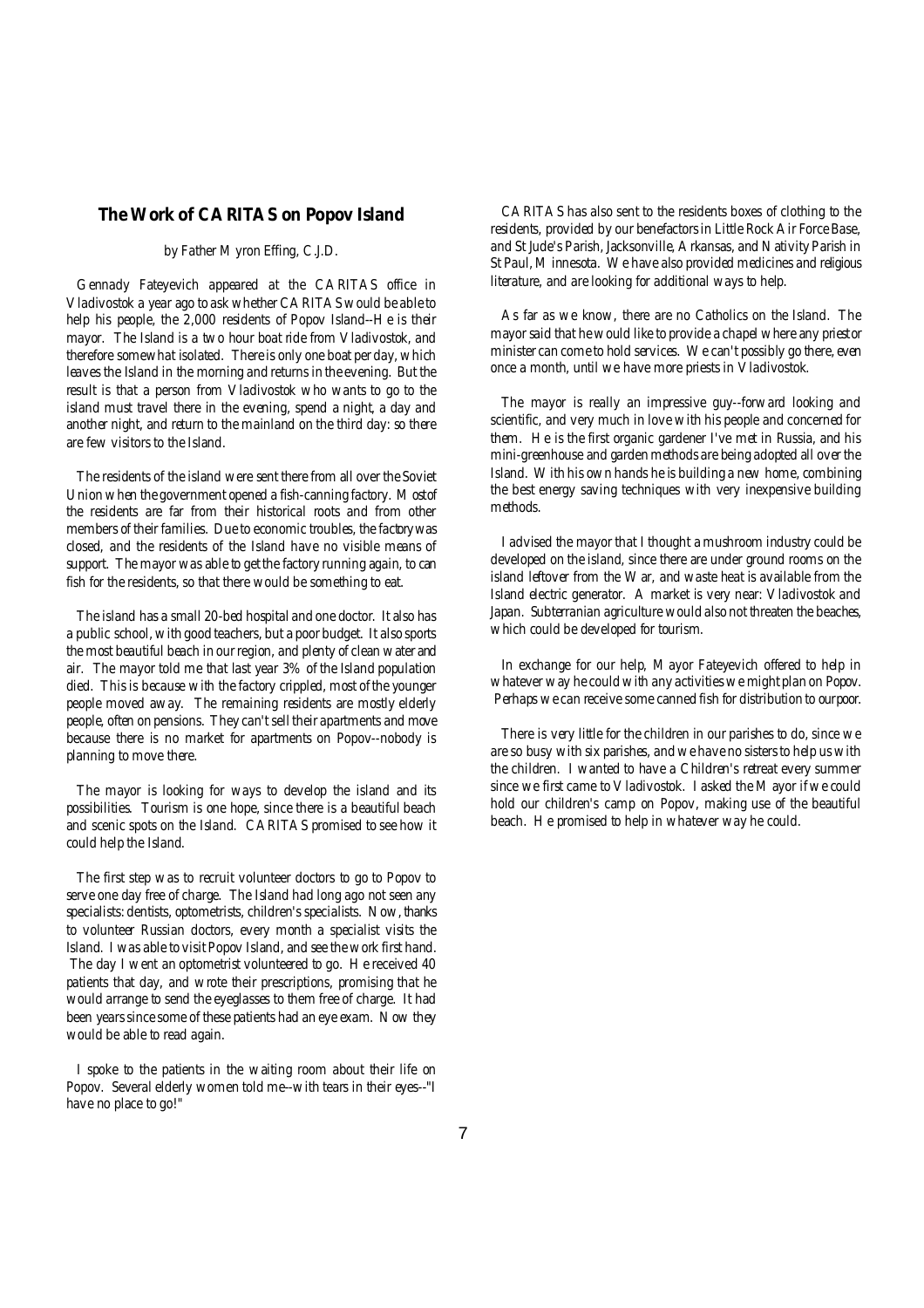## The Work of CARITAS on Popov Island

by Father Myron Effing, C.J.D.

Gennady Fateyevich appeared at the CARITAS office in Vladivostok a year ago to ask whether CARITAS would be able to help his people, the 2,000 residents of Popov Island--He is their mayor. The Island is a two hour boat ride from Vladivostok, and therefore somewhat isolated. There is only one boat per day, which leaves the Island in the morning and returns in the evening. But the result is that a person from Vladivostok who wants to go to the island must travel there in the evening, spend a night, a day and another night, and return to the mainland on the third day: so there are few visitors to the Island.

The residents of the island were sent there from all over the Soviet Union when the government opened a fish-canning factory. Most of the residents are far from their historical roots and from other members of their families. Due to economic troubles, the factory was closed, and the residents of the Island have no visible means of support. The mayor was able to get the factory running again, to can fish for the residents, so that there would be something to eat.

The island has a small 20-bed hospital and one doctor. It also has a public school, with good teachers, but a poor budget. It also sports the most beautiful beach in our region, and plenty of clean water and air. The mayor told me that last year 3% of the Island population died. This is because with the factory crippled, most of the younger people moved away. The remaining residents are mostly elderly people, often on pensions. They can't sell their apartments and move because there is no market for apartments on Popov--nobody is planning to move there.

The mayor is looking for ways to develop the island and its possibilities. Tourism is one hope, since there is a beautiful beach and scenic spots on the Island. CARITAS promised to see how it could help the Island.

The first step was to recruit volunteer doctors to go to Popov to serve one day free of charge. The Island had long ago not seen any specialists: dentists, optometrists, children's specialists. Now, thanks to volunteer Russian doctors, every month a specialist visits the Island. I was able to visit Popov Island, and see the work first hand. The day I went an optometrist volunteered to go. He received 40 patients that day, and wrote their prescriptions, promising that he would arrange to send the eyeglasses to them free of charge. It had been years since some of these patients had an eye exam. Now they would be able to read again.

I spoke to the patients in the waiting room about their life on Popov. Several elderly women told me--with tears in their eyes--"I have no place to go!"

CARITAS has also sent to the residents boxes of clothing to the residents, provided by our benefactors in Little Rock Air Force Base, and St Jude's Parish, Jacksonville, Arkansas, and Nativity Parish in St Paul, Minnesota. We have also provided medicines and religious literature, and are looking for additional ways to help.

As far as we know, there are no Catholics on the Island. The mayor said that he would like to provide a chapel where any priest or minister can come to hold services. We can't possibly go there, even once a month, until we have more priests in Vladivostok.

The mayor is really an impressive guy--forward looking and scientific, and very much in love with his people and concerned for them. He is the first organic gardener I've met in Russia, and his mini-greenhouse and garden methods are being adopted all over the Island. With his own hands he is building a new home, combining the best energy saving techniques with very inexpensive building methods.

I advised the mayor that I thought a mushroom industry could be developed on the island, since there are under ground rooms on the island leftover from the War, and waste heat is available from the Island electric generator. A market is very near: Vladivostok and Japan. Subterranian agriculture would also not threaten the beaches, which could be developed for tourism.

In exchange for our help, Mayor Fateyevich offered to help in whatever way he could with any activities we might plan on Popov. Perhaps we can receive some canned fish for distribution to our poor.

There is very little for the children in our parishes to do, since we are so busy with six parishes, and we have no sisters to help us with the children. I wanted to have a Children's retreat every summer since we first came to Vladivostok. I asked the Mayor if we could hold our children's camp on Popov, making use of the beautiful beach. He promised to help in whatever way he could.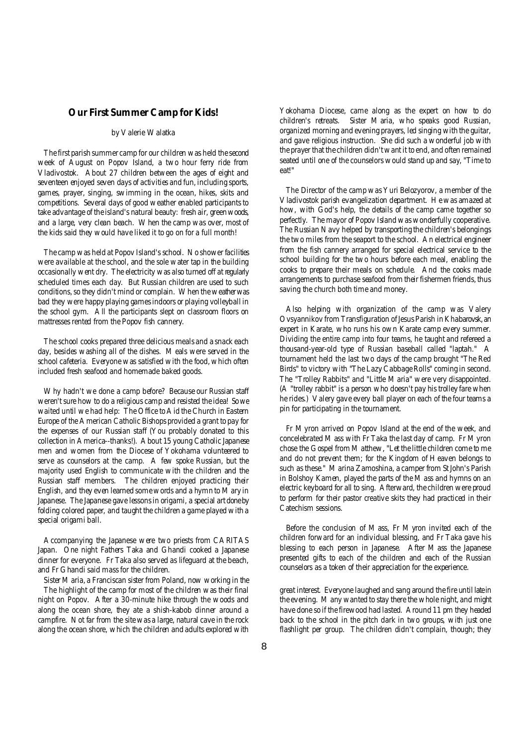## Our First Summer Camp for Kids!

by Valerie Walatka

The first parish summer camp for our children was held the second week of August on Popov Island, a two hour ferry ride from Vladivostok. About 27 children between the ages of eight and seventeen enjoyed seven days of activities and fun, including sports, games, prayer, singing, swimming in the ocean, hikes, skits and competitions. Several days of good weather enabled participants to take advantage of the island's natural beauty: fresh air, green woods, and a large, very clean beach. When the camp was over, most of the kids said they would have liked it to go on for a full month!

The camp was held at Popov Island's school. No shower facilities were available at the school, and the sole water tap in the building occasionally went dry. The electricity was also turned off at regularly scheduled times each day. But Russian children are used to such conditions, so they didn't mind or complain. When the weather was bad they were happy playing games indoors or playing volleyball in the school gym. All the participants slept on classroom floors on mattresses rented from the Popov fish cannery.

The school cooks prepared three delicious meals and a snack each day, besides washing all of the dishes. Meals were served in the school cafeteria. Everyone was satisfied with the food, which often included fresh seafood and homemade baked goods.

Why hadn't we done a camp before? Because our Russian staff weren't sure how to do a religious camp and resisted the idea! So we waited until we had help: The Office to Aid the Church in Eastern Europe of the American Catholic Bishops provided a grant to pay for the expenses of our Russian staff (You probably donated to this collection in America--thanks!). About 15 young Catholic Japanese men and women from the Diocese of Yokohama volunteered to serve as counselors at the camp. A few spoke Russian, but the majority used English to communicate with the children and the Russian staff members. The children enjoyed practicing their English, and they even learned some words and a hymn to Mary in Japanese. The Japanese gave lessons in origami, a special art done by folding colored paper, and taught the children a game played with a special origami ball.

Accompanying the Japanese were two priests from CARITAS Japan. One night Fathers Taka and Ghandi cooked a Japanese dinner for everyone. Fr Taka also served as lifeguard at the beach, and Fr Ghandi said mass for the children.

Sister Maria, a Franciscan sister from Poland, now working in the Yokohama Diocese, came along as the expert on how to do children's retreats. Sister Maria, who speaks good Russian, organized morning and evening prayers, led singing with the guitar, and gave religious instruction. She did such a wonderful job with the prayer that the children didn't want it to end, and often remained seated until one of the counselors would stand up and say, "Time to eat!"

The Director of the camp was Yuri Belozyorov, a member of the Vladivostok parish evangelization department. He was amazed at how, with God's help, the details of the camp came together so perfectly. The mayor of Popov Island was wonderfully cooperative. The Russian Navy helped by transporting the children's belongings the two miles from the seaport to the school. An electrical engineer from the fish cannery arranged for special electrical service to the school building for the two hours before each meal, enabling the cooks to prepare their meals on schedule. And the cooks made arrangements to purchase seafood from their fishermen friends, thus saving the church both time and money.

Also helping with organization of the camp was Valery Ovsyannikov from Transfiguration of Jesus Parish in Khabarovsk, an expert in Karate, who runs his own Karate camp every summer. Dividing the entire camp into four teams, he taught and refereed a thousand-year-old type of Russian baseball called "laptah." A tournament held the last two days of the camp brought "The Red Birds" to victory with "The Lazy Cabbage Rolls" coming in second. The "Trolley Rabbits" and "Little Maria" were very disappointed. (A "trolley rabbit" is a person who doesn't pay his trolley fare when he rides.) Valery gave every ball player on each of the four teams a pin for participating in the tournament.

Fr Myron arrived on Popov Island at the end of the week, and concelebrated Mass with Fr Taka the last day of camp. Fr Myron chose the Gospel from Matthew, "Let the little children come to me and do not prevent them; for the Kingdom of Heaven belongs to such as these." Marina Zamoshina, a camper from St John's Parish in Bolshoy Kamen, played the parts of the Mass and hymns on an electric keyboard for all to sing. Afterward, the children were proud to perform for their pastor creative skits they had practiced in their Catechism sessions.

Before the conclusion of Mass, Fr Myron invited each of the children forward for an individual blessing, and Fr Taka gave his blessing to each person in Japanese. After Mass the Japanese presented gifts to each of the children and each of the Russian counselors as a token of their appreciation for the experience.

The highlight of the camp for most of the children was their final night on Popov. After a 30-minute hike through the woods and along the ocean shore, they ate a shish-kabob dinner around a campfire. Not far from the site was a large, natural cave in the rock along the ocean shore, which the children and adults explored with great interest. Everyone laughed and sang around the fire until late in the evening. Many wanted to stay there the whole night, and might have done so if the firewood had lasted. Around 11 pm they headed back to the school in the pitch dark in two groups, with just one flashlight per group. The children didn't complain, though; they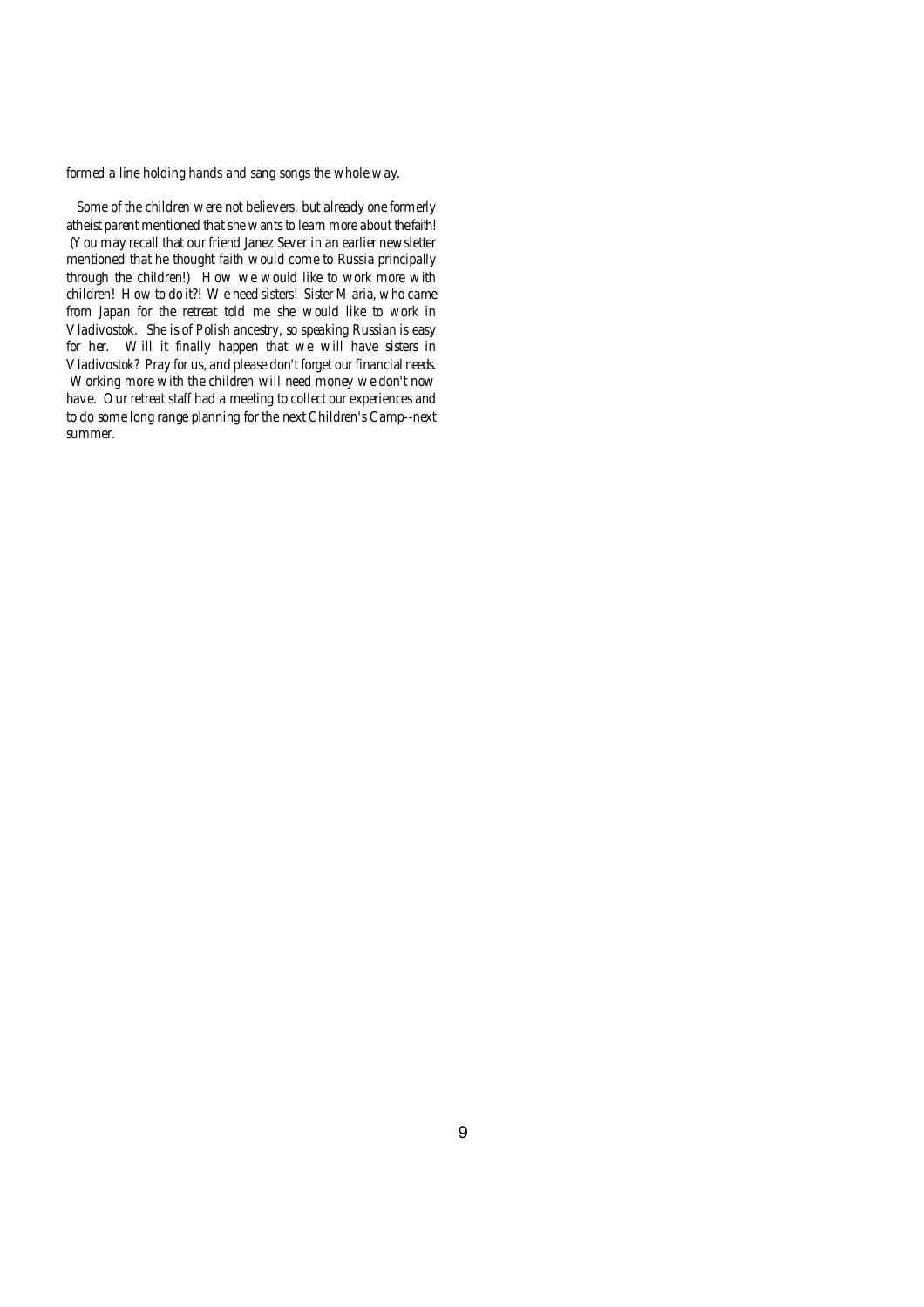formed a line holding hands and sang songs the whole way.

Some of the children were not believers, but already one formerly atheist parent mentioned that she wants to learn more about the faith! (You may recall that our friend Janez Sever in an earlier newsletter mentioned that he thought faith would come to Russia principally through the children!) How we would like to work more with children! How to do it?! We need sisters! Sister Maria, who came from Japan for the retreat told me she would like to work in Vladivostok. She is of Polish ancestry, so speaking Russian is easy for her. Will it finally happen that we will have sisters in Vladivostok? Pray for us, and please don't forget our financial needs. Working more with the children will need money we don't now have. Our retreat staff had a meeting to collect our experiences and to do some long range planning for the next Children's Camp--next summer.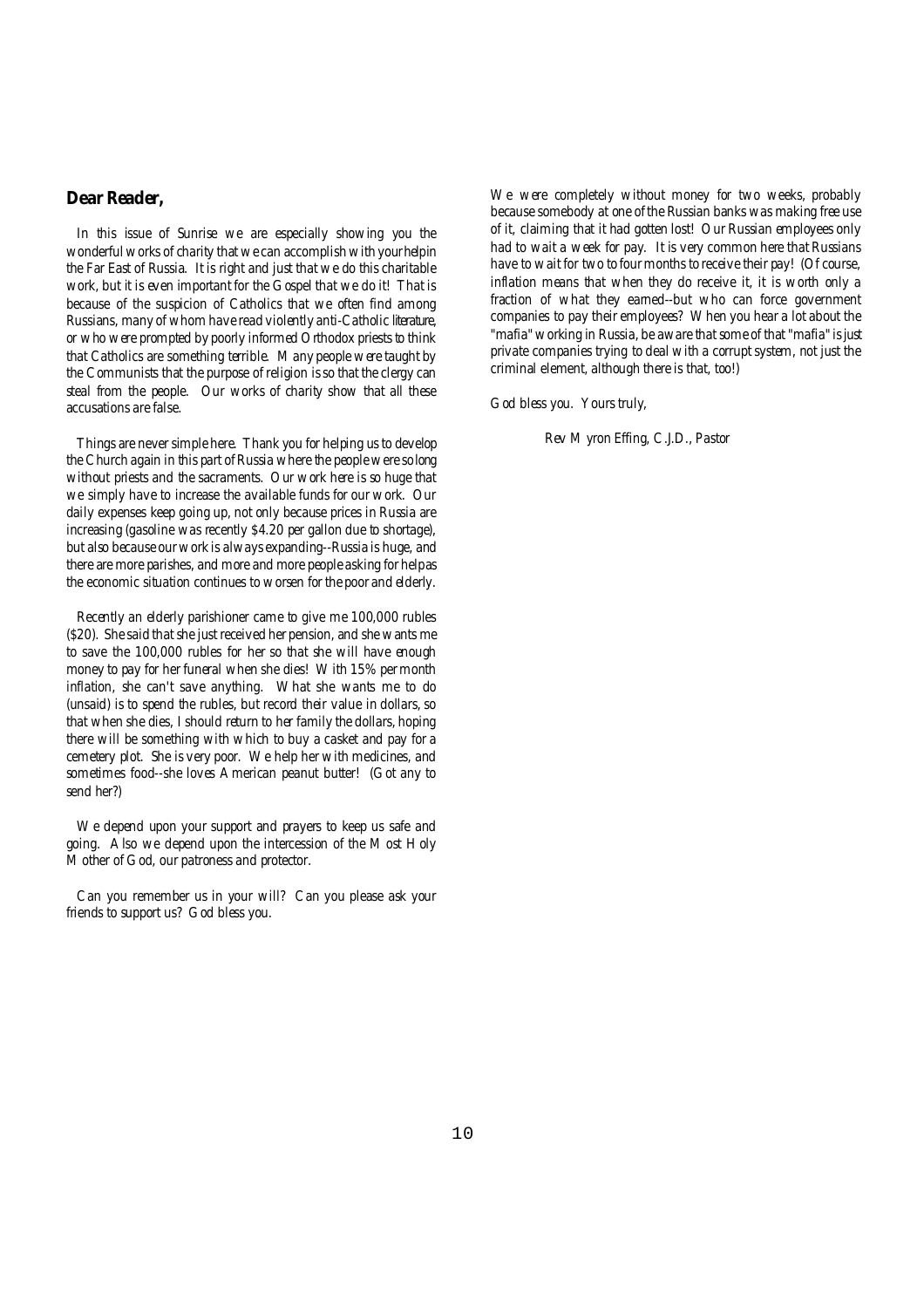**Dear Reader,**

In this issue of Sunrise we are especially showing you the wonderful works of charity that we can accomplish with your help in the Far East of Russia. It is right and just that we do this charitable work, but it is even important for the Gospel that we do it! That is because of the suspicion of Catholics that we often find among Russians, many of whom have read violently anti-Catholic literature, or who were prompted by poorly informed Orthodox priests to think that Catholics are something terrible. Many people were taught by the Communists that the purpose of religion is so that the clergy can steal from the people. Our works of charity show that all these accusations are false.

Things are never simple here. Thank you for helping us to develop the Church again in this part of Russia where the people were so long without priests and the sacraments. Our work here is so huge that we simply have to increase the available funds for our work. Our daily expenses keep going up, not only because prices in Russia are increasing (gasoline was recently $4.20 per gallon due to shortage), but also because our work is always expanding--Russia is huge, and there are more parishes, and more and more people asking for help as the economic situation continues to worsen for the poor and elderly.

Recently an elderly parishioner came to give me 100,000 rubles ($20). She said that she just received her pension, and she wants me to save the 100,000 rubles for her so that she will have enough money to pay for her funeral when she dies! With 15% per month inflation, she can't save anything. What she wants me to do (unsaid) is to spend the rubles, but record their value in dollars, so that when she dies, I should return to her family the dollars, hoping there will be something with which to buy a casket and pay for a cemetery plot. She is very poor. We help her with medicines, and sometimes food--she loves American peanut butter! (Got any to send her?)

We depend upon your support and prayers to keep us safe and going. Also we depend upon the intercession of the Most Holy Mother of God, our patroness and protector.

Can you remember us in your will? Can you please ask your friends to support us? God bless you.

We were completely without money for two weeks, probably because somebody at one of the Russian banks was making free use of it, claiming that it had gotten lost! Our Russian employees only had to wait a week for pay. It is very common here that Russians have to wait for two to four months to receive their pay! (Of course, inflation means that when they do receive it, it is worth only a fraction of what they earned--but who can force government companies to pay their employees? When you hear a lot about the "mafia" working in Russia, be aware that some of that "mafia" is just private companies trying to deal with a corrupt system, not just the criminal element, although there is that, too!)

God bless you. Yours truly,

Rev Myron Effing, C.J.D., Pastor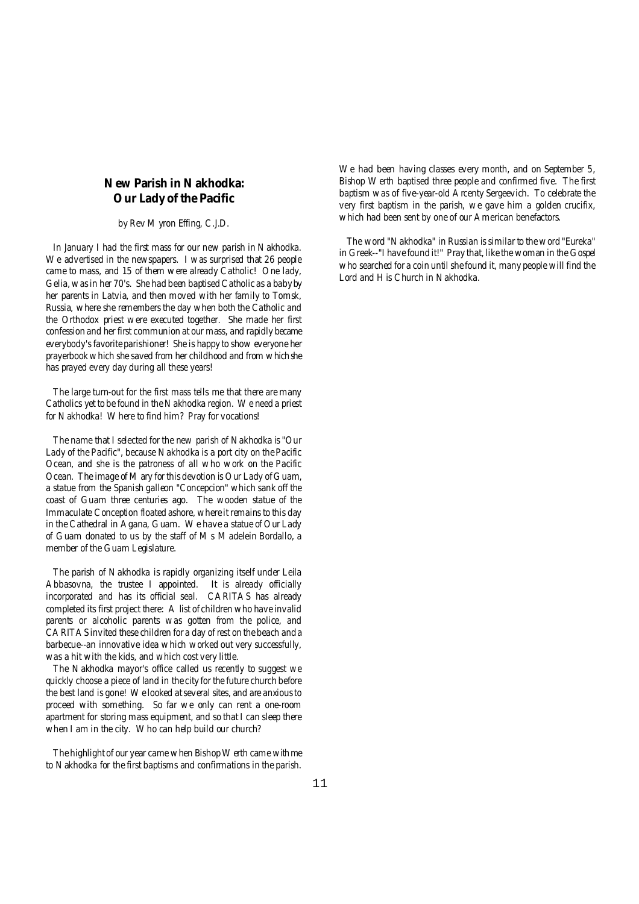## New Parish in Nakhodka: Our Lady of the Pacific

by Rev Myron Effing, C.J.D.

In January I had the first mass for our new parish in Nakhodka. We advertised in the newspapers. I was surprised that 26 people came to mass, and 15 of them were already Catholic! One lady, Gelia, was in her 70's. She had been baptised Catholic as a baby by her parents in Latvia, and then moved with her family to Tomsk, Russia, where she remembers the day when both the Catholic and the Orthodox priest were executed together. She made her first confession and her first communion at our mass, and rapidly became everybody's favorite parishioner! She is happy to show everyone her prayerbook which she saved from her childhood and from which she has prayed every day during all these years!

The large turn-out for the first mass tells me that there are many Catholics yet to be found in the Nakhodka region. We need a priest for Nakhodka! Where to find him? Pray for vocations!

The name that I selected for the new parish of Nakhodka is "Our Lady of the Pacific", because Nakhodka is a port city on the Pacific Ocean, and she is the patroness of all who work on the Pacific Ocean. The image of Mary for this devotion is Our Lady of Guam, a statue from the Spanish galleon "Concepcion" which sank off the coast of Guam three centuries ago. The wooden statue of the Immaculate Conception floated ashore, where it remains to this day in the Cathedral in Agana, Guam. We have a statue of Our Lady of Guam donated to us by the staff of Ms Madelein Bordallo, a member of the Guam Legislature.

The parish of Nakhodka is rapidly organizing itself under Leila Abbasovna, the trustee I appointed. It is already officially incorporated and has its official seal. CARITAS has already completed its first project there: A list of children who have invalid parents or alcoholic parents was gotten from the police, and CARITAS invited these children for a day of rest on the beach and a barbecue--an innovative idea which worked out very successfully, was a hit with the kids, and which cost very little.

The Nakhodka mayor's office called us recently to suggest we quickly choose a piece of land in the city for the future church before the best land is gone! We looked at several sites, and are anxious to proceed with something. So far we only can rent a one-room apartment for storing mass equipment, and so that I can sleep there when I am in the city. Who can help build our church?

The highlight of our year came when Bishop Werth came with me to Nakhodka for the first baptisms and confirmations in the parish. We had been having classes every month, and on September 5, Bishop Werth baptised three people and confirmed five. The first baptism was of five-year-old Arcenty Sergeevich. To celebrate the very first baptism in the parish, we gave him a golden crucifix, which had been sent by one of our American benefactors.

The word "Nakhodka" in Russian is similar to the word "Eureka" in Greek--"I have found it!" Pray that, like the woman in the Gospel who searched for a coin until she found it, many people will find the Lord and His Church in Nakhodka.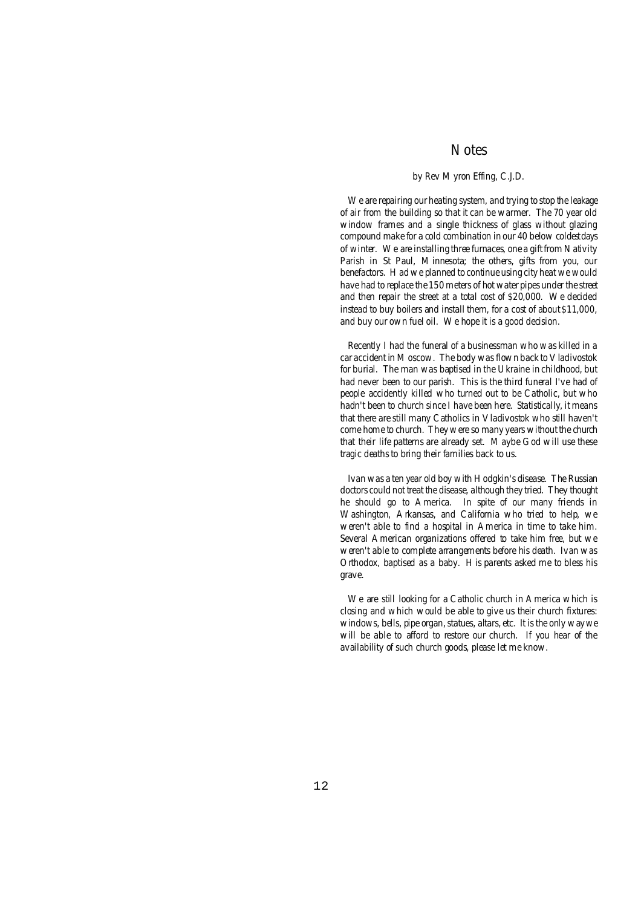# Notes

by Rev Myron Effing, C.J.D.

We are repairing our heating system, and trying to stop the leakage of air from the building so that it can be warmer. The 70 year old window frames and a single thickness of glass without glazing compound make for a cold combination in our 40 below coldest days of winter. We are installing three furnaces, one a gift from Nativity Parish in St Paul, Minnesota; the others, gifts from you, our benefactors. Had we planned to continue using city heat we would have had to replace the 150 meters of hot water pipes under the street and then repair the street at a total cost of $20,000. We decided instead to buy boilers and install them, for a cost of about $11,000, and buy our own fuel oil. We hope it is a good decision.

Recently I had the funeral of a businessman who was killed in a car accident in Moscow. The body was flown back to Vladivostok for burial. The man was baptised in the Ukraine in childhood, but had never been to our parish. This is the third funeral I've had of people accidently killed who turned out to be Catholic, but who hadn't been to church since I have been here. Statistically, it means that there are still many Catholics in Vladivostok who still haven't come home to church. They were so many years without the church that their life patterns are already set. Maybe God will use these tragic deaths to bring their families back to us.

Ivan was a ten year old boy with Hodgkin's disease. The Russian doctors could not treat the disease, although they tried. They thought he should go to America. In spite of our many friends in Washington, Arkansas, and California who tried to help, we weren't able to find a hospital in America in time to take him. Several American organizations offered to take him free, but we weren't able to complete arrangements before his death. Ivan was Orthodox, baptised as a baby. His parents asked me to bless his grave.

We are still looking for a Catholic church in America which is closing and which would be able to give us their church fixtures: windows, bells, pipe organ, statues, altars, etc. It is the only way we will be able to afford to restore our church. If you hear of the availability of such church goods, please let me know.